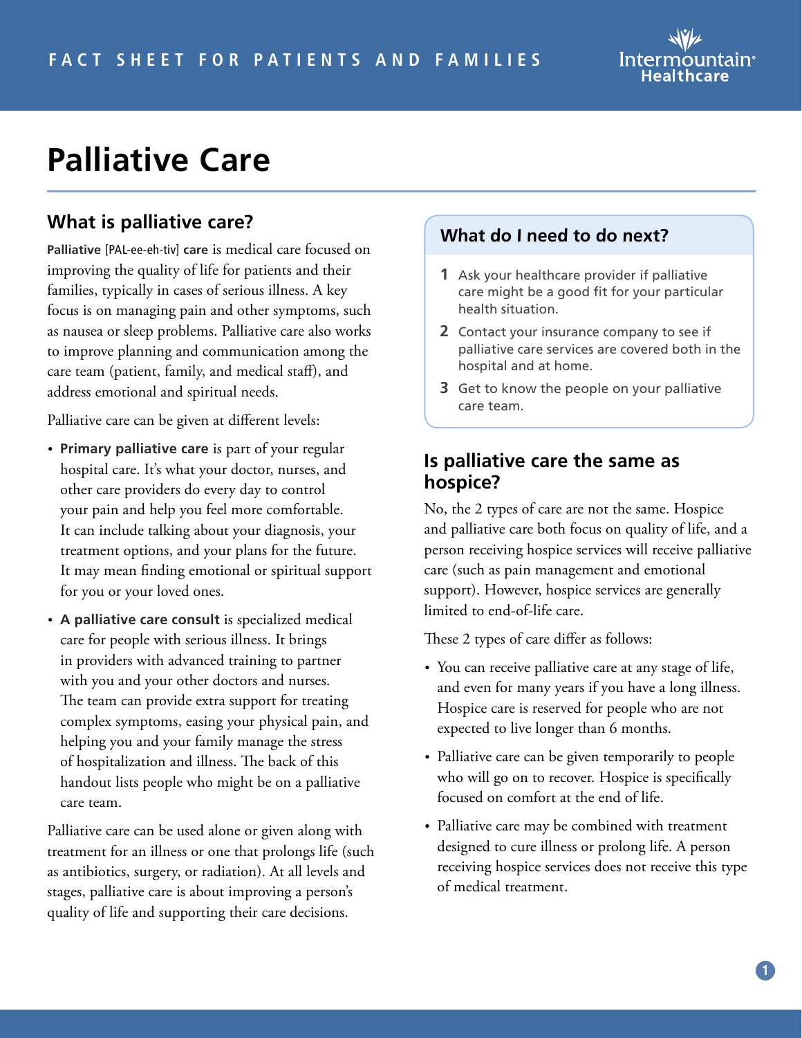FACT SHEET FOR PATIENTS AND FAMILIES

# Palliative Care

## What is palliative care?

**Palliative** [PAL-ee-eh-tiv] **care** is medical care focused on improving the quality of life for patients and their families, typically in cases of serious illness. A key focus is on managing pain and other symptoms, such as nausea or sleep problems. Palliative care also works to improve planning and communication among the care team (patient, family, and medical staff), and address emotional and spiritual needs.

Palliative care can be given at different levels:

- **Primary palliative care** is part of your regular hospital care. It's what your doctor, nurses, and other care providers do every day to control your pain and help you feel more comfortable. It can include talking about your diagnosis, your treatment options, and your plans for the future. It may mean finding emotional or spiritual support for you or your loved ones.
- **A palliative care consult** is specialized medical care for people with serious illness. It brings in providers with advanced training to partner with you and your other doctors and nurses. The team can provide extra support for treating complex symptoms, easing your physical pain, and helping you and your family manage the stress of hospitalization and illness. The back of this handout lists people who might be on a palliative care team.

Palliative care can be used alone or given along with treatment for an illness or one that prolongs life (such as antibiotics, surgery, or radiation). At all levels and stages, palliative care is about improving a person's quality of life and supporting their care decisions.

### What do I need to do next?

1. Ask your healthcare provider if palliative care might be a good fit for your particular health situation.
2. Contact your insurance company to see if palliative care services are covered both in the hospital and at home.
3. Get to know the people on your palliative care team.

## Is palliative care the same as hospice?

No, the 2 types of care are not the same. Hospice and palliative care both focus on quality of life, and a person receiving hospice services will receive palliative care (such as pain management and emotional support). However, hospice services are generally limited to end-of-life care.

These 2 types of care differ as follows:

- You can receive palliative care at any stage of life, and even for many years if you have a long illness. Hospice care is reserved for people who are not expected to live longer than 6 months.
- Palliative care can be given temporarily to people who will go on to recover. Hospice is specifically focused on comfort at the end of life.
- Palliative care may be combined with treatment designed to cure illness or prolong life. A person receiving hospice services does not receive this type of medical treatment.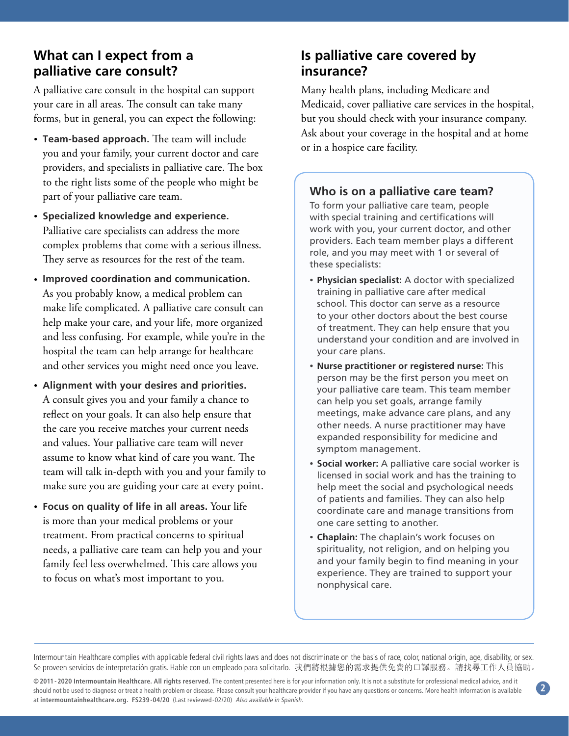## What can I expect from a palliative care consult?

A palliative care consult in the hospital can support your care in all areas. The consult can take many forms, but in general, you can expect the following:

- **Team-based approach.** The team will include you and your family, your current doctor and care providers, and specialists in palliative care. The box to the right lists some of the people who might be part of your palliative care team.
- **Specialized knowledge and experience.** Palliative care specialists can address the more complex problems that come with a serious illness. They serve as resources for the rest of the team.
- **Improved coordination and communication.** As you probably know, a medical problem can make life complicated. A palliative care consult can help make your care, and your life, more organized and less confusing. For example, while you're in the hospital the team can help arrange for healthcare and other services you might need once you leave.
- **Alignment with your desires and priorities.** A consult gives you and your family a chance to reflect on your goals. It can also help ensure that the care you receive matches your current needs and values. Your palliative care team will never assume to know what kind of care you want. The team will talk in-depth with you and your family to make sure you are guiding your care at every point.
- **Focus on quality of life in all areas.** Your life is more than your medical problems or your treatment. From practical concerns to spiritual needs, a palliative care team can help you and your family feel less overwhelmed. This care allows you to focus on what's most important to you.

## Is palliative care covered by insurance?

Many health plans, including Medicare and Medicaid, cover palliative care services in the hospital, but you should check with your insurance company. Ask about your coverage in the hospital and at home or in a hospice care facility.

### Who is on a palliative care team?

To form your palliative care team, people with special training and certifications will work with you, your current doctor, and other providers. Each team member plays a different role, and you may meet with 1 or several of these specialists:

- **Physician specialist:** A doctor with specialized training in palliative care after medical school. This doctor can serve as a resource to your other doctors about the best course of treatment. They can help ensure that you understand your condition and are involved in your care plans.
- **Nurse practitioner or registered nurse:** This person may be the first person you meet on your palliative care team. This team member can help you set goals, arrange family meetings, make advance care plans, and any other needs. A nurse practitioner may have expanded responsibility for medicine and symptom management.
- **Social worker:** A palliative care social worker is licensed in social work and has the training to help meet the social and psychological needs of patients and families. They can also help coordinate care and manage transitions from one care setting to another.
- **Chaplain:** The chaplain's work focuses on spirituality, not religion, and on helping you and your family begin to find meaning in your experience. They are trained to support your nonphysical care.

Intermountain Healthcare complies with applicable federal civil rights laws and does not discriminate on the basis of race, color, national origin, age, disability, or sex. Se proveen servicios de interpretación gratis. Hable con un empleado para solicitarlo. 我們將根據您的需求提供免費的口譯服務。請找尋工作人員協助。

**© 2011-2020 Intermountain Healthcare. All rights reserved.** The content presented here is for your information only. It is not a substitute for professional medical advice, and it should not be used to diagnose or treat a health problem or disease. Please consult your healthcare provider if you have any questions or concerns. More health information is available at **intermountainhealthcare.org. FS239-04/20** (Last reviewed-02/20) *Also available in Spanish.*